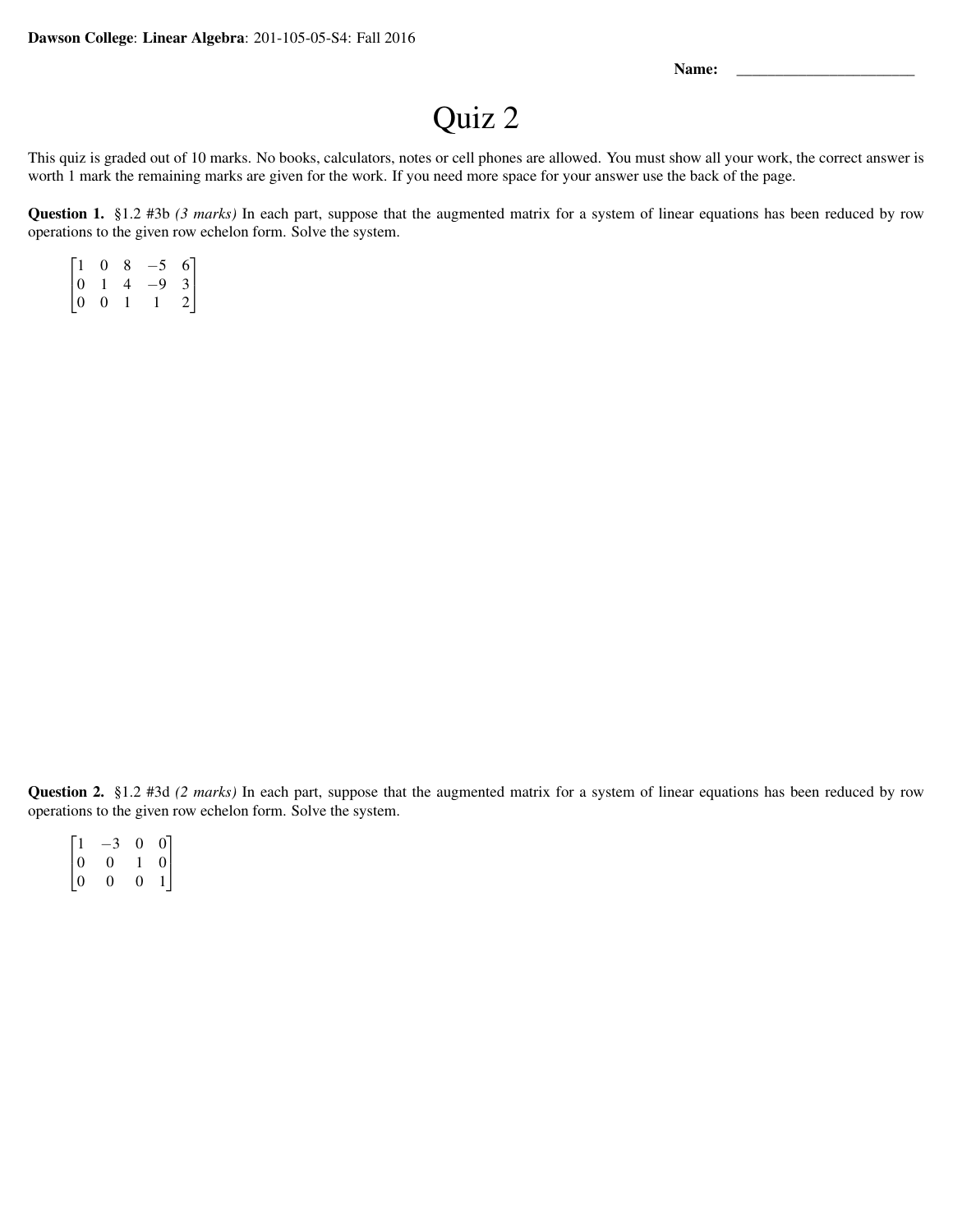**Dawson College**: **Linear Algebra**: 201-105-05-S4: Fall 2016

**Name:** ________________________

# Quiz 2

This quiz is graded out of 10 marks. No books, calculators, notes or cell phones are allowed. You must show all your work, the correct answer is worth 1 mark the remaining marks are given for the work. If you need more space for your answer use the back of the page.

**Question 1.** §1.2 #3b *(3 marks)* In each part, suppose that the augmented matrix for a system of linear equations has been reduced by row operations to the given row echelon form. Solve the system.

$$\begin{bmatrix} 1 & 0 & 8 & -5 & 6 \\ 0 & 1 & 4 & -9 & 3 \\ 0 & 0 & 1 & 1 & 2 \end{bmatrix}$$

**Question 2.** §1.2 #3d *(2 marks)* In each part, suppose that the augmented matrix for a system of linear equations has been reduced by row operations to the given row echelon form. Solve the system.

$$\begin{bmatrix} 1 & -3 & 0 & 0 \\ 0 & 0 & 1 & 0 \\ 0 & 0 & 0 & 1 \end{bmatrix}$$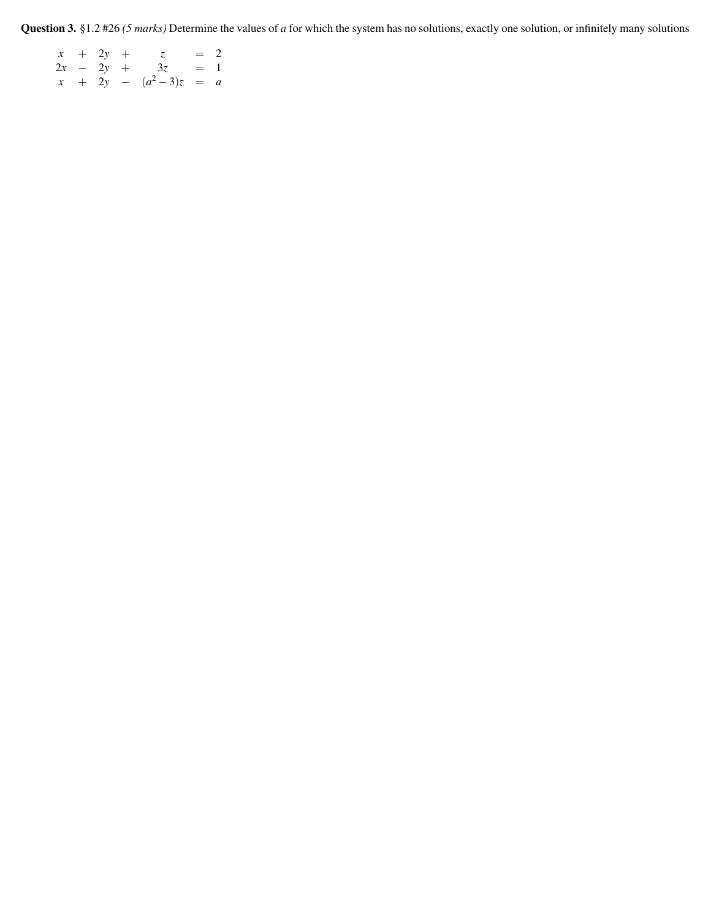**Question 3.** §1.2 #26 *(5 marks)* Determine the values of $a$ for which the system has no solutions, exactly one solution, or infinitely many solutions

$$
\begin{array}{rcrcrcl}
x & + & 2y & + & z & = & 2 \\
2x & - & 2y & + & 3z & = & 1 \\
x & + & 2y & - & (a^2-3)z & = & a
\end{array}
$$